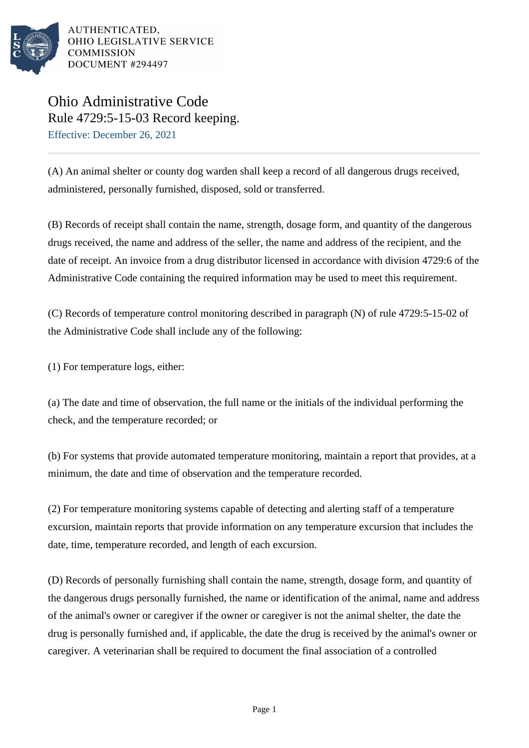AUTHENTICATED,
OHIO LEGISLATIVE SERVICE
COMMISSION
DOCUMENT #294497

# Ohio Administrative Code
## Rule 4729:5-15-03 Record keeping.

Effective: December 26, 2021

(A) An animal shelter or county dog warden shall keep a record of all dangerous drugs received, administered, personally furnished, disposed, sold or transferred.

(B) Records of receipt shall contain the name, strength, dosage form, and quantity of the dangerous drugs received, the name and address of the seller, the name and address of the recipient, and the date of receipt. An invoice from a drug distributor licensed in accordance with division 4729:6 of the Administrative Code containing the required information may be used to meet this requirement.

(C) Records of temperature control monitoring described in paragraph (N) of rule 4729:5-15-02 of the Administrative Code shall include any of the following:

(1) For temperature logs, either:

(a) The date and time of observation, the full name or the initials of the individual performing the check, and the temperature recorded; or

(b) For systems that provide automated temperature monitoring, maintain a report that provides, at a minimum, the date and time of observation and the temperature recorded.

(2) For temperature monitoring systems capable of detecting and alerting staff of a temperature excursion, maintain reports that provide information on any temperature excursion that includes the date, time, temperature recorded, and length of each excursion.

(D) Records of personally furnishing shall contain the name, strength, dosage form, and quantity of the dangerous drugs personally furnished, the name or identification of the animal, name and address of the animal's owner or caregiver if the owner or caregiver is not the animal shelter, the date the drug is personally furnished and, if applicable, the date the drug is received by the animal's owner or caregiver. A veterinarian shall be required to document the final association of a controlled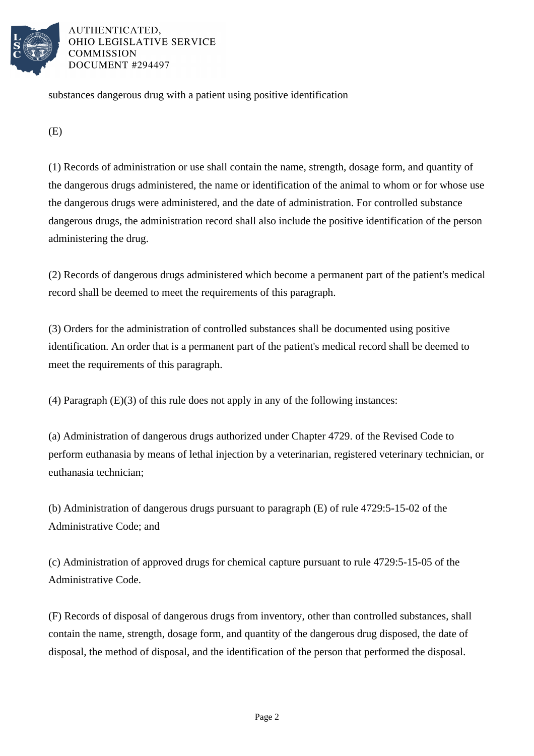substances dangerous drug with a patient using positive identification

(E)

(1) Records of administration or use shall contain the name, strength, dosage form, and quantity of the dangerous drugs administered, the name or identification of the animal to whom or for whose use the dangerous drugs were administered, and the date of administration. For controlled substance dangerous drugs, the administration record shall also include the positive identification of the person administering the drug.

(2) Records of dangerous drugs administered which become a permanent part of the patient's medical record shall be deemed to meet the requirements of this paragraph.

(3) Orders for the administration of controlled substances shall be documented using positive identification. An order that is a permanent part of the patient's medical record shall be deemed to meet the requirements of this paragraph.

(4) Paragraph (E)(3) of this rule does not apply in any of the following instances:

(a) Administration of dangerous drugs authorized under Chapter 4729. of the Revised Code to perform euthanasia by means of lethal injection by a veterinarian, registered veterinary technician, or euthanasia technician;

(b) Administration of dangerous drugs pursuant to paragraph (E) of rule 4729:5-15-02 of the Administrative Code; and

(c) Administration of approved drugs for chemical capture pursuant to rule 4729:5-15-05 of the Administrative Code.

(F) Records of disposal of dangerous drugs from inventory, other than controlled substances, shall contain the name, strength, dosage form, and quantity of the dangerous drug disposed, the date of disposal, the method of disposal, and the identification of the person that performed the disposal.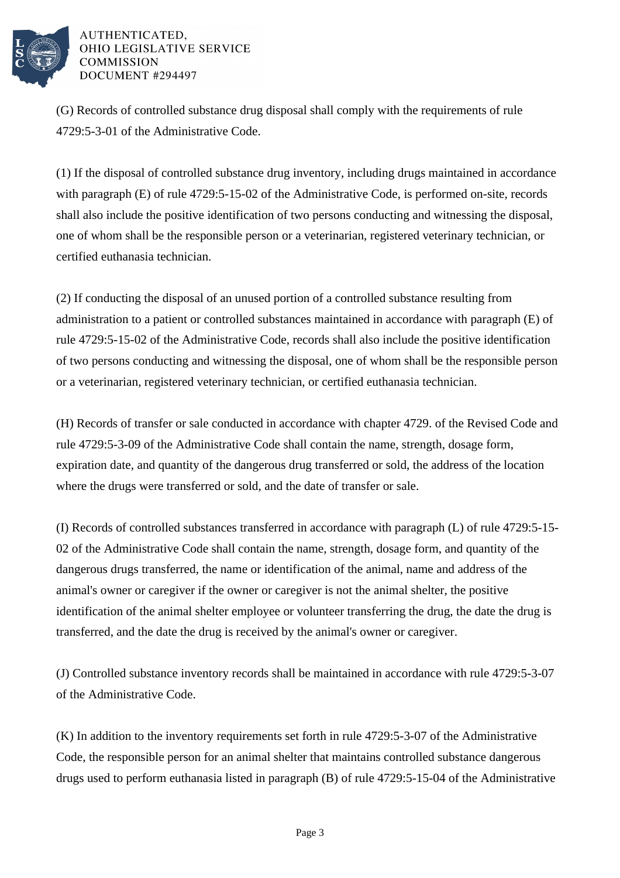(G) Records of controlled substance drug disposal shall comply with the requirements of rule 4729:5-3-01 of the Administrative Code.

(1) If the disposal of controlled substance drug inventory, including drugs maintained in accordance with paragraph (E) of rule 4729:5-15-02 of the Administrative Code, is performed on-site, records shall also include the positive identification of two persons conducting and witnessing the disposal, one of whom shall be the responsible person or a veterinarian, registered veterinary technician, or certified euthanasia technician.

(2) If conducting the disposal of an unused portion of a controlled substance resulting from administration to a patient or controlled substances maintained in accordance with paragraph (E) of rule 4729:5-15-02 of the Administrative Code, records shall also include the positive identification of two persons conducting and witnessing the disposal, one of whom shall be the responsible person or a veterinarian, registered veterinary technician, or certified euthanasia technician.

(H) Records of transfer or sale conducted in accordance with chapter 4729. of the Revised Code and rule 4729:5-3-09 of the Administrative Code shall contain the name, strength, dosage form, expiration date, and quantity of the dangerous drug transferred or sold, the address of the location where the drugs were transferred or sold, and the date of transfer or sale.

(I) Records of controlled substances transferred in accordance with paragraph (L) of rule 4729:5-15-02 of the Administrative Code shall contain the name, strength, dosage form, and quantity of the dangerous drugs transferred, the name or identification of the animal, name and address of the animal's owner or caregiver if the owner or caregiver is not the animal shelter, the positive identification of the animal shelter employee or volunteer transferring the drug, the date the drug is transferred, and the date the drug is received by the animal's owner or caregiver.

(J) Controlled substance inventory records shall be maintained in accordance with rule 4729:5-3-07 of the Administrative Code.

(K) In addition to the inventory requirements set forth in rule 4729:5-3-07 of the Administrative Code, the responsible person for an animal shelter that maintains controlled substance dangerous drugs used to perform euthanasia listed in paragraph (B) of rule 4729:5-15-04 of the Administrative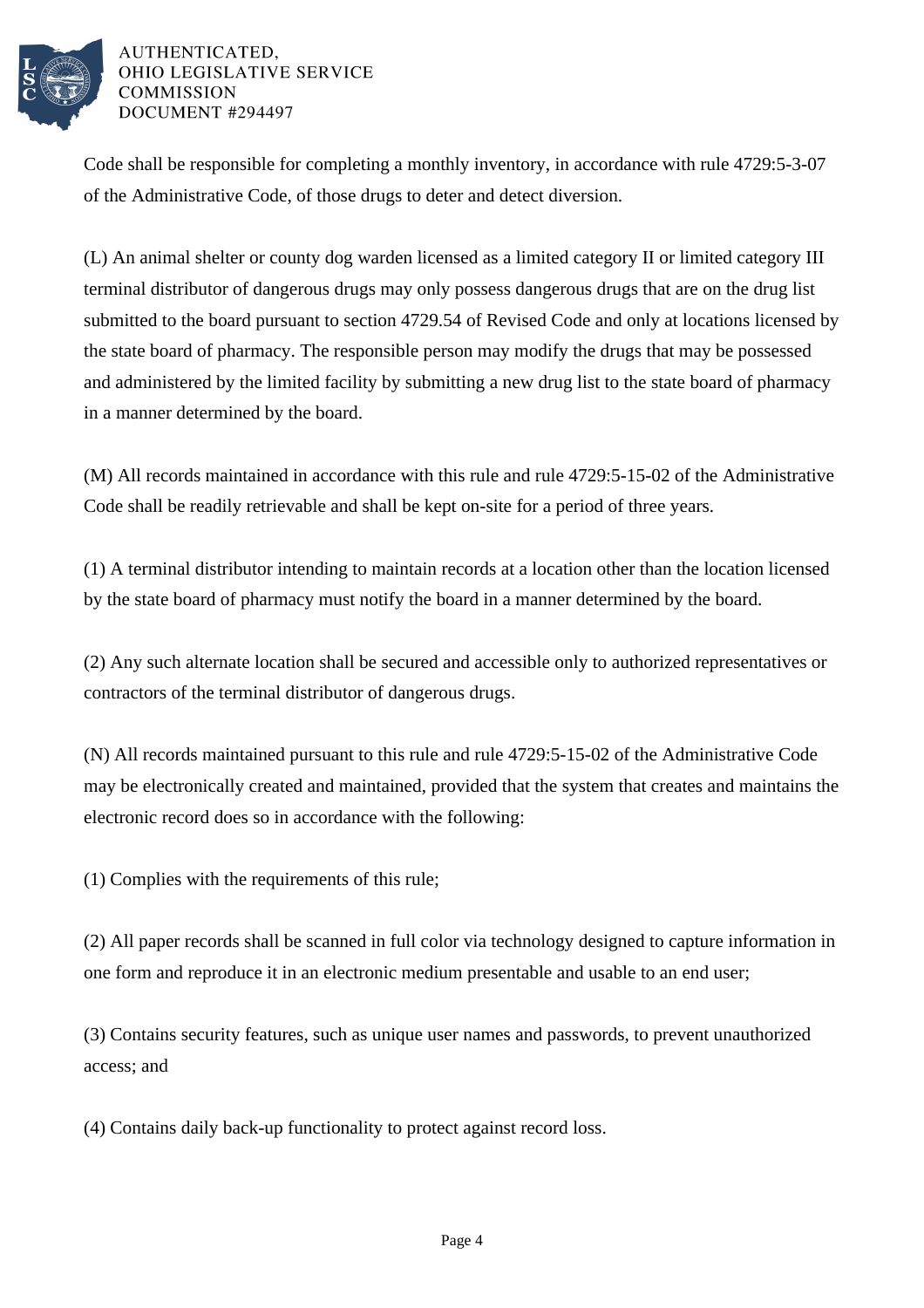Code shall be responsible for completing a monthly inventory, in accordance with rule 4729:5-3-07 of the Administrative Code, of those drugs to deter and detect diversion.

(L) An animal shelter or county dog warden licensed as a limited category II or limited category III terminal distributor of dangerous drugs may only possess dangerous drugs that are on the drug list submitted to the board pursuant to section 4729.54 of Revised Code and only at locations licensed by the state board of pharmacy. The responsible person may modify the drugs that may be possessed and administered by the limited facility by submitting a new drug list to the state board of pharmacy in a manner determined by the board.

(M) All records maintained in accordance with this rule and rule 4729:5-15-02 of the Administrative Code shall be readily retrievable and shall be kept on-site for a period of three years.

(1) A terminal distributor intending to maintain records at a location other than the location licensed by the state board of pharmacy must notify the board in a manner determined by the board.

(2) Any such alternate location shall be secured and accessible only to authorized representatives or contractors of the terminal distributor of dangerous drugs.

(N) All records maintained pursuant to this rule and rule 4729:5-15-02 of the Administrative Code may be electronically created and maintained, provided that the system that creates and maintains the electronic record does so in accordance with the following:

(1) Complies with the requirements of this rule;

(2) All paper records shall be scanned in full color via technology designed to capture information in one form and reproduce it in an electronic medium presentable and usable to an end user;

(3) Contains security features, such as unique user names and passwords, to prevent unauthorized access; and

(4) Contains daily back-up functionality to protect against record loss.